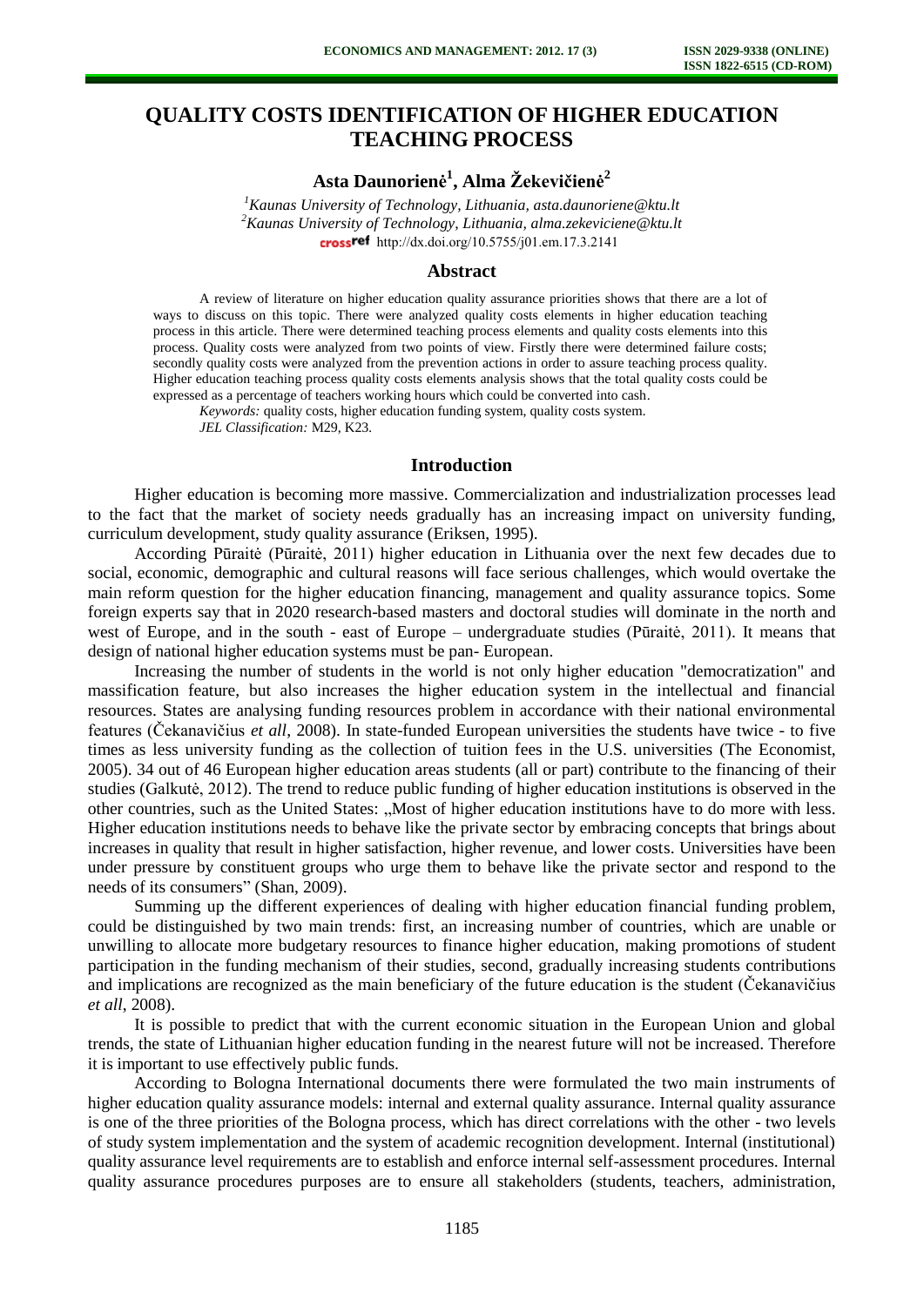# QUALITY COSTS IDENTIFICATION OF HIGHER EDUCATION TEACHING PROCESS

**Asta Daunorienė[1], Alma Žekevičienė[2]**

[1]*Kaunas University of Technology, Lithuania, asta.daunoriene@ktu.lt*
[2]*Kaunas University of Technology, Lithuania, alma.zekeviciene@ktu.lt*
http://dx.doi.org/10.5755/j01.em.17.3.2141

## Abstract

A review of literature on higher education quality assurance priorities shows that there are a lot of ways to discuss on this topic. There were analyzed quality costs elements in higher education teaching process in this article. There were determined teaching process elements and quality costs elements into this process. Quality costs were analyzed from two points of view. Firstly there were determined failure costs; secondly quality costs were analyzed from the prevention actions in order to assure teaching process quality. Higher education teaching process quality costs elements analysis shows that the total quality costs could be expressed as a percentage of teachers working hours which could be converted into cash.

*Keywords:* quality costs, higher education funding system, quality costs system.

*JEL Classification:* M29, K23.

## Introduction

Higher education is becoming more massive. Commercialization and industrialization processes lead to the fact that the market of society needs gradually has an increasing impact on university funding, curriculum development, study quality assurance (Eriksen, 1995).

According Pūraitė (Pūraitė, 2011) higher education in Lithuania over the next few decades due to social, economic, demographic and cultural reasons will face serious challenges, which would overtake the main reform question for the higher education financing, management and quality assurance topics. Some foreign experts say that in 2020 research-based masters and doctoral studies will dominate in the north and west of Europe, and in the south - east of Europe – undergraduate studies (Pūraitė, 2011). It means that design of national higher education systems must be pan- European.

Increasing the number of students in the world is not only higher education "democratization" and massification feature, but also increases the higher education system in the intellectual and financial resources. States are analysing funding resources problem in accordance with their national environmental features (Čekanavičius *et all*, 2008). In state-funded European universities the students have twice - to five times as less university funding as the collection of tuition fees in the U.S. universities (The Economist, 2005). 34 out of 46 European higher education areas students (all or part) contribute to the financing of their studies (Galkutė, 2012). The trend to reduce public funding of higher education institutions is observed in the other countries, such as the United States: „Most of higher education institutions have to do more with less. Higher education institutions needs to behave like the private sector by embracing concepts that brings about increases in quality that result in higher satisfaction, higher revenue, and lower costs. Universities have been under pressure by constituent groups who urge them to behave like the private sector and respond to the needs of its consumers" (Shan, 2009).

Summing up the different experiences of dealing with higher education financial funding problem, could be distinguished by two main trends: first, an increasing number of countries, which are unable or unwilling to allocate more budgetary resources to finance higher education, making promotions of student participation in the funding mechanism of their studies, second, gradually increasing students contributions and implications are recognized as the main beneficiary of the future education is the student (Čekanavičius *et all*, 2008).

It is possible to predict that with the current economic situation in the European Union and global trends, the state of Lithuanian higher education funding in the nearest future will not be increased. Therefore it is important to use effectively public funds.

According to Bologna International documents there were formulated the two main instruments of higher education quality assurance models: internal and external quality assurance. Internal quality assurance is one of the three priorities of the Bologna process, which has direct correlations with the other - two levels of study system implementation and the system of academic recognition development. Internal (institutional) quality assurance level requirements are to establish and enforce internal self-assessment procedures. Internal quality assurance procedures purposes are to ensure all stakeholders (students, teachers, administration,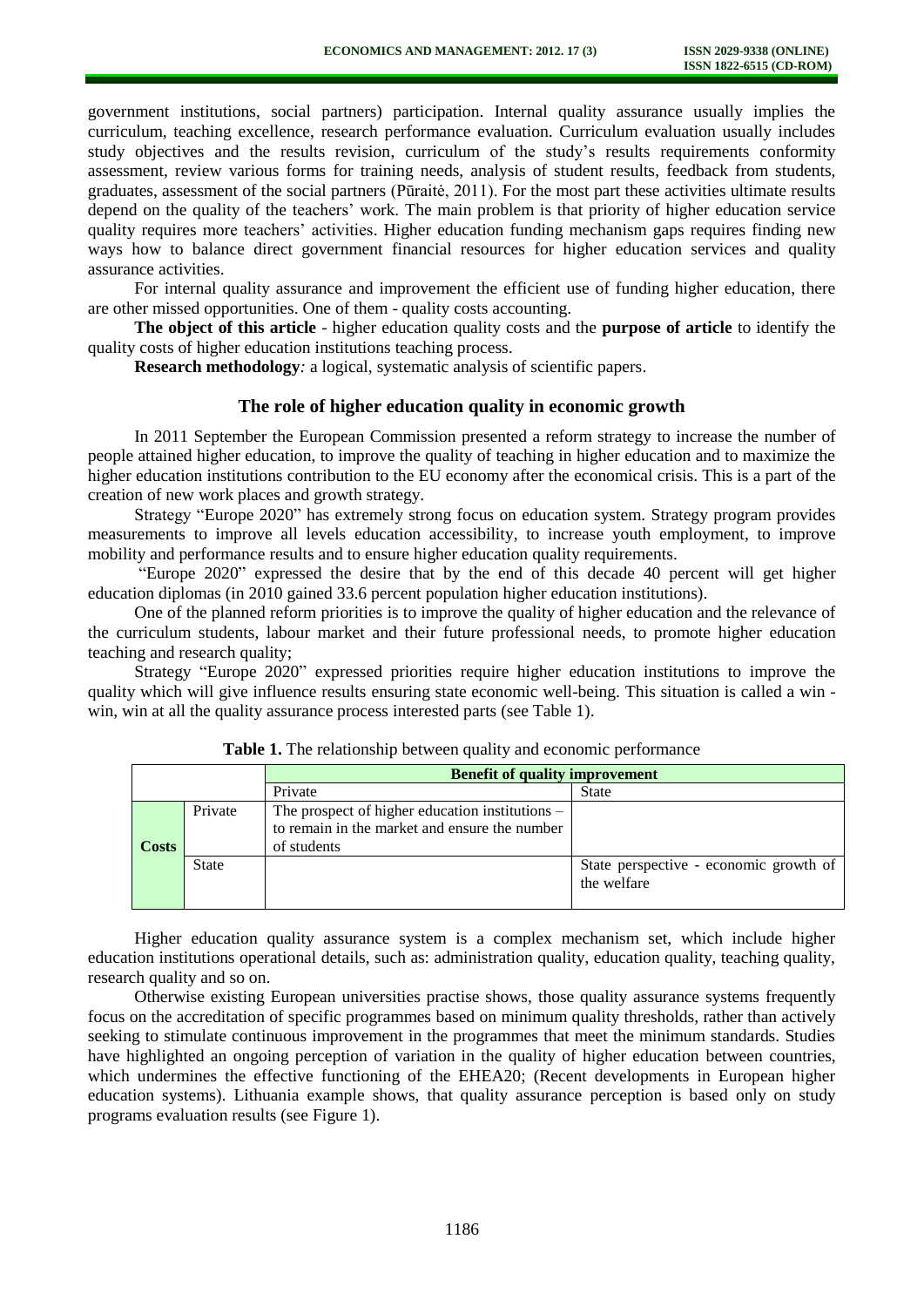government institutions, social partners) participation. Internal quality assurance usually implies the curriculum, teaching excellence, research performance evaluation. Curriculum evaluation usually includes study objectives and the results revision, curriculum of the study's results requirements conformity assessment, review various forms for training needs, analysis of student results, feedback from students, graduates, assessment of the social partners (Pūraitė, 2011). For the most part these activities ultimate results depend on the quality of the teachers' work. The main problem is that priority of higher education service quality requires more teachers' activities. Higher education funding mechanism gaps requires finding new ways how to balance direct government financial resources for higher education services and quality assurance activities.

For internal quality assurance and improvement the efficient use of funding higher education, there are other missed opportunities. One of them - quality costs accounting.

**The object of this article** - higher education quality costs and the **purpose of article** to identify the quality costs of higher education institutions teaching process.

**Research methodology***:* a logical, systematic analysis of scientific papers.

## The role of higher education quality in economic growth

In 2011 September the European Commission presented a reform strategy to increase the number of people attained higher education, to improve the quality of teaching in higher education and to maximize the higher education institutions contribution to the EU economy after the economical crisis. This is a part of the creation of new work places and growth strategy.

Strategy "Europe 2020" has extremely strong focus on education system. Strategy program provides measurements to improve all levels education accessibility, to increase youth employment, to improve mobility and performance results and to ensure higher education quality requirements.

"Europe 2020" expressed the desire that by the end of this decade 40 percent will get higher education diplomas (in 2010 gained 33.6 percent population higher education institutions).

One of the planned reform priorities is to improve the quality of higher education and the relevance of the curriculum students, labour market and their future professional needs, to promote higher education teaching and research quality;

Strategy "Europe 2020" expressed priorities require higher education institutions to improve the quality which will give influence results ensuring state economic well-being. This situation is called a win - win, win at all the quality assurance process interested parts (see Table 1).

**Table 1.** The relationship between quality and economic performance

| | | **Benefit of quality improvement** | |
|---|---|---|---|
| | | Private | State |
| **Costs** | Private | The prospect of higher education institutions – to remain in the market and ensure the number of students | |
| | State | | State perspective - economic growth of the welfare |

Higher education quality assurance system is a complex mechanism set, which include higher education institutions operational details, such as: administration quality, education quality, teaching quality, research quality and so on.

Otherwise existing European universities practise shows, those quality assurance systems frequently focus on the accreditation of specific programmes based on minimum quality thresholds, rather than actively seeking to stimulate continuous improvement in the programmes that meet the minimum standards. Studies have highlighted an ongoing perception of variation in the quality of higher education between countries, which undermines the effective functioning of the EHEA20; (Recent developments in European higher education systems). Lithuania example shows, that quality assurance perception is based only on study programs evaluation results (see Figure 1).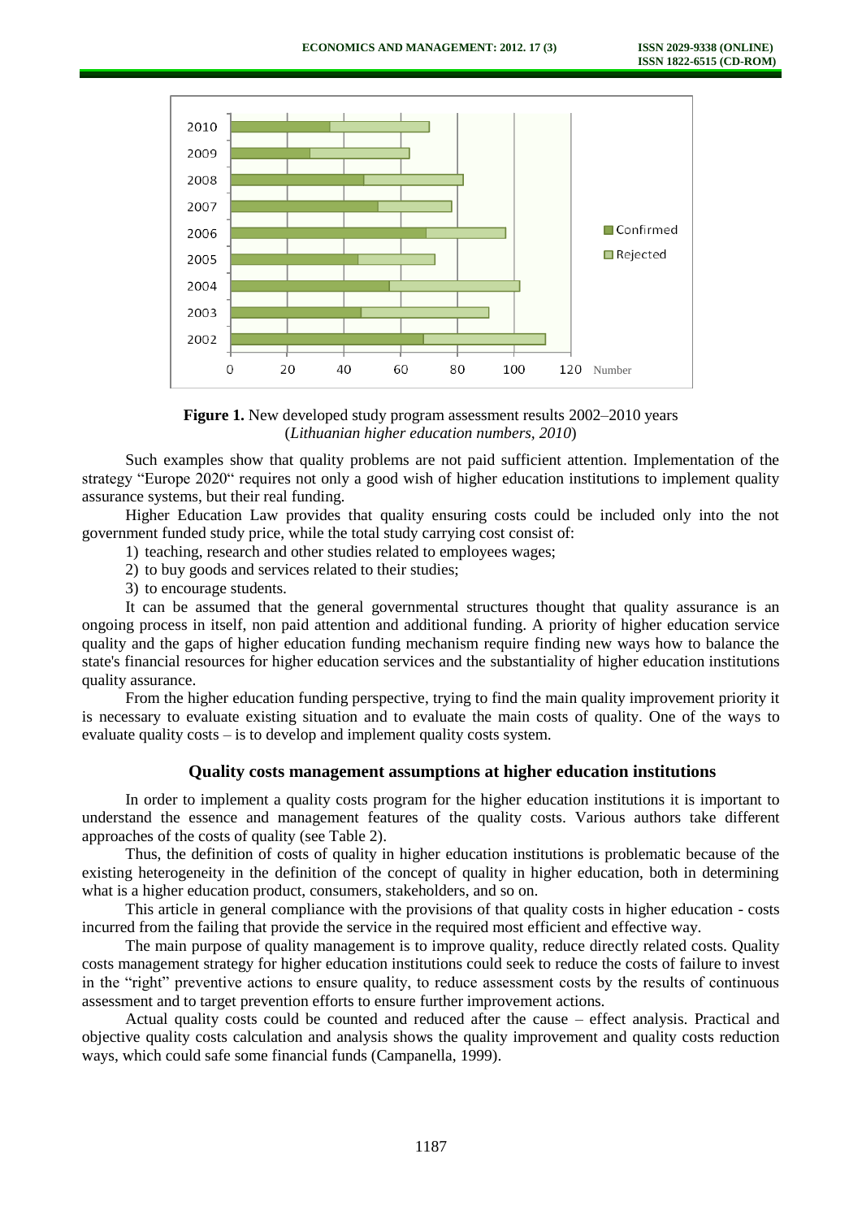**Figure 1.** New developed study program assessment results 2002–2010 years
(*Lithuanian higher education numbers, 2010*)

Such examples show that quality problems are not paid sufficient attention. Implementation of the strategy "Europe 2020" requires not only a good wish of higher education institutions to implement quality assurance systems, but their real funding.

Higher Education Law provides that quality ensuring costs could be included only into the not government funded study price, while the total study carrying cost consist of:

1) teaching, research and other studies related to employees wages;
2) to buy goods and services related to their studies;
3) to encourage students.

It can be assumed that the general governmental structures thought that quality assurance is an ongoing process in itself, non paid attention and additional funding. A priority of higher education service quality and the gaps of higher education funding mechanism require finding new ways how to balance the state's financial resources for higher education services and the substantiality of higher education institutions quality assurance.

From the higher education funding perspective, trying to find the main quality improvement priority it is necessary to evaluate existing situation and to evaluate the main costs of quality. One of the ways to evaluate quality costs – is to develop and implement quality costs system.

## Quality costs management assumptions at higher education institutions

In order to implement a quality costs program for the higher education institutions it is important to understand the essence and management features of the quality costs. Various authors take different approaches of the costs of quality (see Table 2).

Thus, the definition of costs of quality in higher education institutions is problematic because of the existing heterogeneity in the definition of the concept of quality in higher education, both in determining what is a higher education product, consumers, stakeholders, and so on.

This article in general compliance with the provisions of that quality costs in higher education - costs incurred from the failing that provide the service in the required most efficient and effective way.

The main purpose of quality management is to improve quality, reduce directly related costs. Quality costs management strategy for higher education institutions could seek to reduce the costs of failure to invest in the "right" preventive actions to ensure quality, to reduce assessment costs by the results of continuous assessment and to target prevention efforts to ensure further improvement actions.

Actual quality costs could be counted and reduced after the cause – effect analysis. Practical and objective quality costs calculation and analysis shows the quality improvement and quality costs reduction ways, which could safe some financial funds (Campanella, 1999).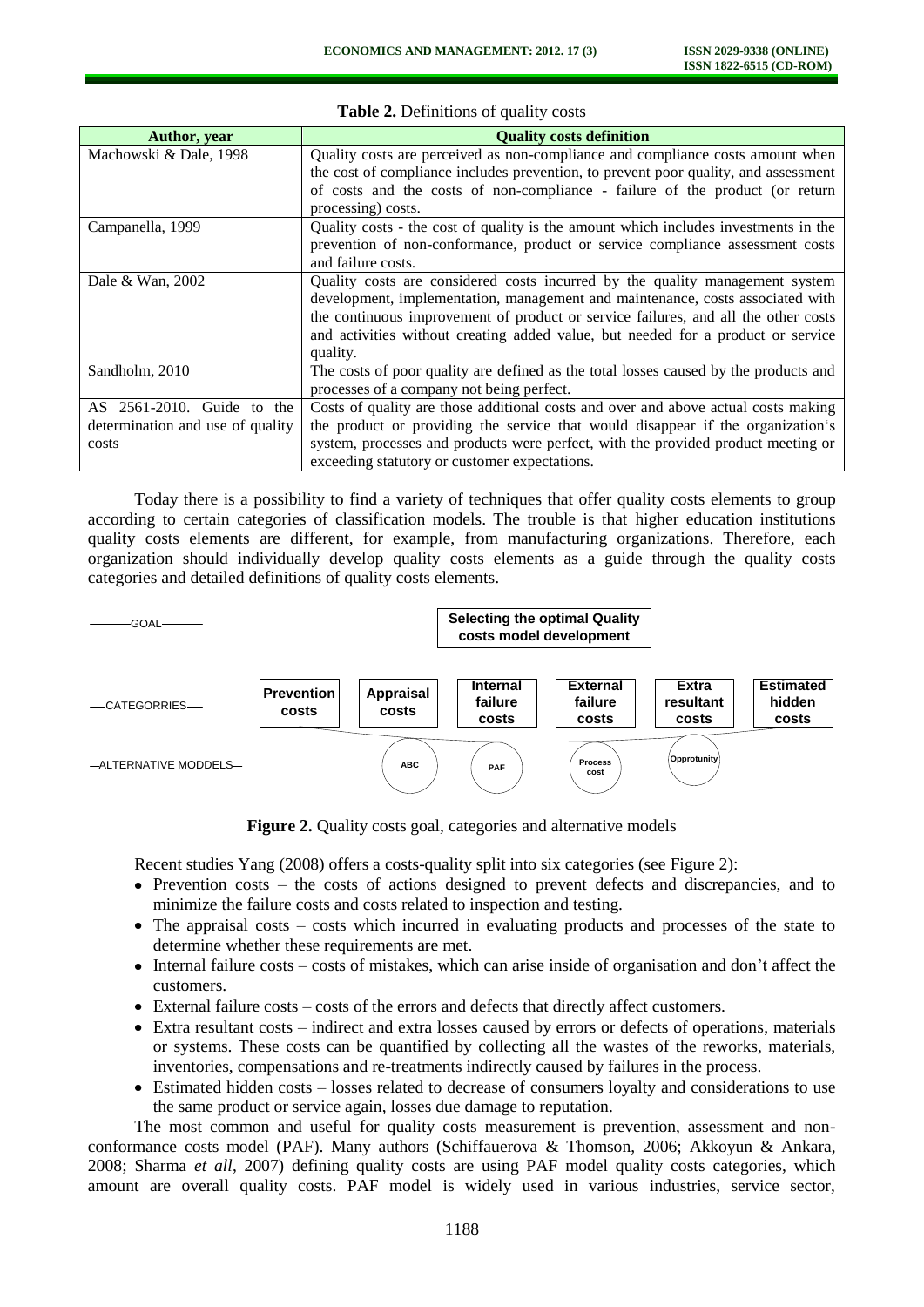**Table 2.** Definitions of quality costs

| Author, year | Quality costs definition |
|---|---|
| Machowski & Dale, 1998 | Quality costs are perceived as non-compliance and compliance costs amount when the cost of compliance includes prevention, to prevent poor quality, and assessment of costs and the costs of non-compliance - failure of the product (or return processing) costs. |
| Campanella, 1999 | Quality costs - the cost of quality is the amount which includes investments in the prevention of non-conformance, product or service compliance assessment costs and failure costs. |
| Dale & Wan, 2002 | Quality costs are considered costs incurred by the quality management system development, implementation, management and maintenance, costs associated with the continuous improvement of product or service failures, and all the other costs and activities without creating added value, but needed for a product or service quality. |
| Sandholm, 2010 | The costs of poor quality are defined as the total losses caused by the products and processes of a company not being perfect. |
| AS 2561-2010. Guide to the determination and use of quality costs | Costs of quality are those additional costs and over and above actual costs making the product or providing the service that would disappear if the organization's system, processes and products were perfect, with the provided product meeting or exceeding statutory or customer expectations. |

Today there is a possibility to find a variety of techniques that offer quality costs elements to group according to certain categories of classification models. The trouble is that higher education institutions quality costs elements are different, for example, from manufacturing organizations. Therefore, each organization should individually develop quality costs elements as a guide through the quality costs categories and detailed definitions of quality costs elements.

GOAL: Selecting the optimal Quality costs model development

CATEGORRIES: Prevention costs; Appraisal costs; Internal failure costs; External failure costs; Extra resultant costs; Estimated hidden costs

ALTERNATIVE MODDELS: ABC; PAF; Process cost; Opprotunity

**Figure 2.** Quality costs goal, categories and alternative models

Recent studies Yang (2008) offers a costs-quality split into six categories (see Figure 2):

- Prevention costs – the costs of actions designed to prevent defects and discrepancies, and to minimize the failure costs and costs related to inspection and testing.
- The appraisal costs – costs which incurred in evaluating products and processes of the state to determine whether these requirements are met.
- Internal failure costs – costs of mistakes, which can arise inside of organisation and don't affect the customers.
- External failure costs – costs of the errors and defects that directly affect customers.
- Extra resultant costs – indirect and extra losses caused by errors or defects of operations, materials or systems. These costs can be quantified by collecting all the wastes of the reworks, materials, inventories, compensations and re-treatments indirectly caused by failures in the process.
- Estimated hidden costs – losses related to decrease of consumers loyalty and considerations to use the same product or service again, losses due damage to reputation.

The most common and useful for quality costs measurement is prevention, assessment and non-conformance costs model (PAF). Many authors (Schiffauerova & Thomson, 2006; Akkoyun & Ankara, 2008; Sharma *et all*, 2007) defining quality costs are using PAF model quality costs categories, which amount are overall quality costs. PAF model is widely used in various industries, service sector,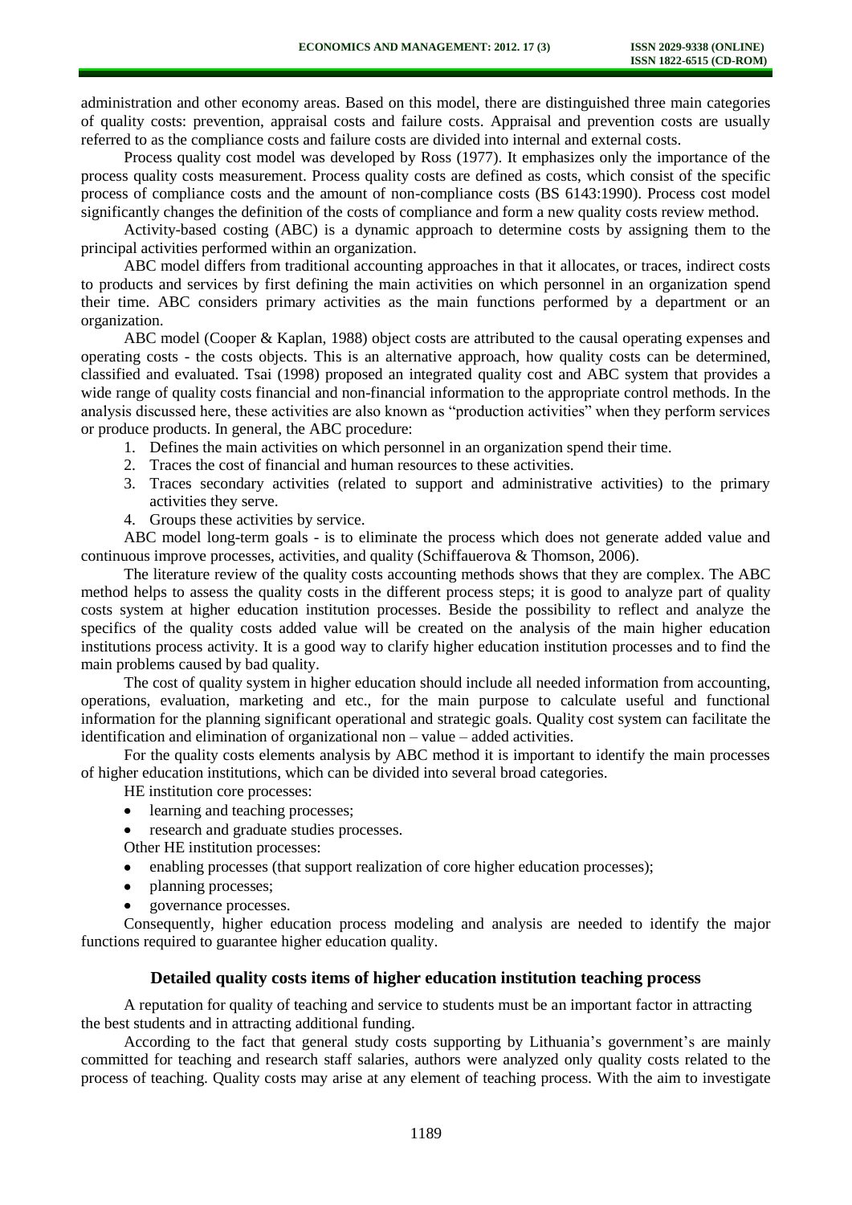administration and other economy areas. Based on this model, there are distinguished three main categories of quality costs: prevention, appraisal costs and failure costs. Appraisal and prevention costs are usually referred to as the compliance costs and failure costs are divided into internal and external costs.

Process quality cost model was developed by Ross (1977). It emphasizes only the importance of the process quality costs measurement. Process quality costs are defined as costs, which consist of the specific process of compliance costs and the amount of non-compliance costs (BS 6143:1990). Process cost model significantly changes the definition of the costs of compliance and form a new quality costs review method.

Activity-based costing (ABC) is a dynamic approach to determine costs by assigning them to the principal activities performed within an organization.

ABC model differs from traditional accounting approaches in that it allocates, or traces, indirect costs to products and services by first defining the main activities on which personnel in an organization spend their time. ABC considers primary activities as the main functions performed by a department or an organization.

ABC model (Cooper & Kaplan, 1988) object costs are attributed to the causal operating expenses and operating costs - the costs objects. This is an alternative approach, how quality costs can be determined, classified and evaluated. Tsai (1998) proposed an integrated quality cost and ABC system that provides a wide range of quality costs financial and non-financial information to the appropriate control methods. In the analysis discussed here, these activities are also known as "production activities" when they perform services or produce products. In general, the ABC procedure:

1. Defines the main activities on which personnel in an organization spend their time.
2. Traces the cost of financial and human resources to these activities.
3. Traces secondary activities (related to support and administrative activities) to the primary activities they serve.
4. Groups these activities by service.

ABC model long-term goals - is to eliminate the process which does not generate added value and continuous improve processes, activities, and quality (Schiffauerova & Thomson, 2006).

The literature review of the quality costs accounting methods shows that they are complex. The ABC method helps to assess the quality costs in the different process steps; it is good to analyze part of quality costs system at higher education institution processes. Beside the possibility to reflect and analyze the specifics of the quality costs added value will be created on the analysis of the main higher education institutions process activity. It is a good way to clarify higher education institution processes and to find the main problems caused by bad quality.

The cost of quality system in higher education should include all needed information from accounting, operations, evaluation, marketing and etc., for the main purpose to calculate useful and functional information for the planning significant operational and strategic goals. Quality cost system can facilitate the identification and elimination of organizational non – value – added activities.

For the quality costs elements analysis by ABC method it is important to identify the main processes of higher education institutions, which can be divided into several broad categories.

HE institution core processes:

- learning and teaching processes;
- research and graduate studies processes.

Other HE institution processes:

- enabling processes (that support realization of core higher education processes);
- planning processes;
- governance processes.

Consequently, higher education process modeling and analysis are needed to identify the major functions required to guarantee higher education quality.

## Detailed quality costs items of higher education institution teaching process

A reputation for quality of teaching and service to students must be an important factor in attracting the best students and in attracting additional funding.

According to the fact that general study costs supporting by Lithuania's government's are mainly committed for teaching and research staff salaries, authors were analyzed only quality costs related to the process of teaching. Quality costs may arise at any element of teaching process. With the aim to investigate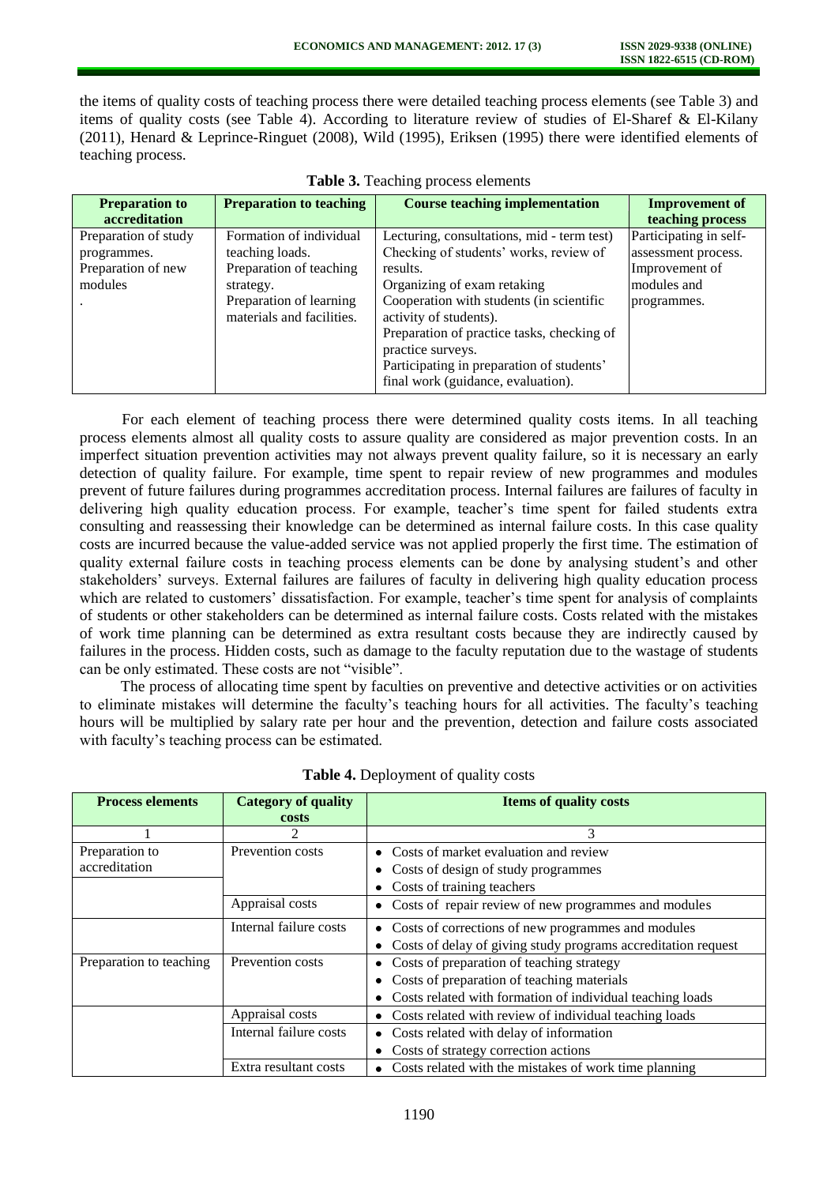the items of quality costs of teaching process there were detailed teaching process elements (see Table 3) and items of quality costs (see Table 4). According to literature review of studies of El-Sharef & El-Kilany (2011), Henard & Leprince-Ringuet (2008), Wild (1995), Eriksen (1995) there were identified elements of teaching process.

**Table 3.** Teaching process elements

| Preparation to accreditation | Preparation to teaching | Course teaching implementation | Improvement of teaching process |
|---|---|---|---|
| Preparation of study programmes.<br>Preparation of new modules<br>. | Formation of individual teaching loads.<br>Preparation of teaching strategy.<br>Preparation of learning materials and facilities. | Lecturing, consultations, mid - term test)<br>Checking of students' works, review of results.<br>Organizing of exam retaking<br>Cooperation with students (in scientific activity of students).<br>Preparation of practice tasks, checking of practice surveys.<br>Participating in preparation of students' final work (guidance, evaluation). | Participating in self-assessment process.<br>Improvement of modules and programmes. |

For each element of teaching process there were determined quality costs items. In all teaching process elements almost all quality costs to assure quality are considered as major prevention costs. In an imperfect situation prevention activities may not always prevent quality failure, so it is necessary an early detection of quality failure. For example, time spent to repair review of new programmes and modules prevent of future failures during programmes accreditation process. Internal failures are failures of faculty in delivering high quality education process. For example, teacher's time spent for failed students extra consulting and reassessing their knowledge can be determined as internal failure costs. In this case quality costs are incurred because the value-added service was not applied properly the first time. The estimation of quality external failure costs in teaching process elements can be done by analysing student's and other stakeholders' surveys. External failures are failures of faculty in delivering high quality education process which are related to customers' dissatisfaction. For example, teacher's time spent for analysis of complaints of students or other stakeholders can be determined as internal failure costs. Costs related with the mistakes of work time planning can be determined as extra resultant costs because they are indirectly caused by failures in the process. Hidden costs, such as damage to the faculty reputation due to the wastage of students can be only estimated. These costs are not "visible".

The process of allocating time spent by faculties on preventive and detective activities or on activities to eliminate mistakes will determine the faculty's teaching hours for all activities. The faculty's teaching hours will be multiplied by salary rate per hour and the prevention, detection and failure costs associated with faculty's teaching process can be estimated.

**Table 4.** Deployment of quality costs

| Process elements | Category of quality costs | Items of quality costs |
|---|---|---|
| 1 | 2 | 3 |
| Preparation to accreditation | Prevention costs | • Costs of market evaluation and review<br>• Costs of design of study programmes<br>• Costs of training teachers |
| | Appraisal costs | • Costs of repair review of new programmes and modules |
| | Internal failure costs | • Costs of corrections of new programmes and modules<br>• Costs of delay of giving study programs accreditation request |
| Preparation to teaching | Prevention costs | • Costs of preparation of teaching strategy<br>• Costs of preparation of teaching materials<br>• Costs related with formation of individual teaching loads |
| | Appraisal costs | • Costs related with review of individual teaching loads |
| | Internal failure costs | • Costs related with delay of information<br>• Costs of strategy correction actions |
| | Extra resultant costs | • Costs related with the mistakes of work time planning |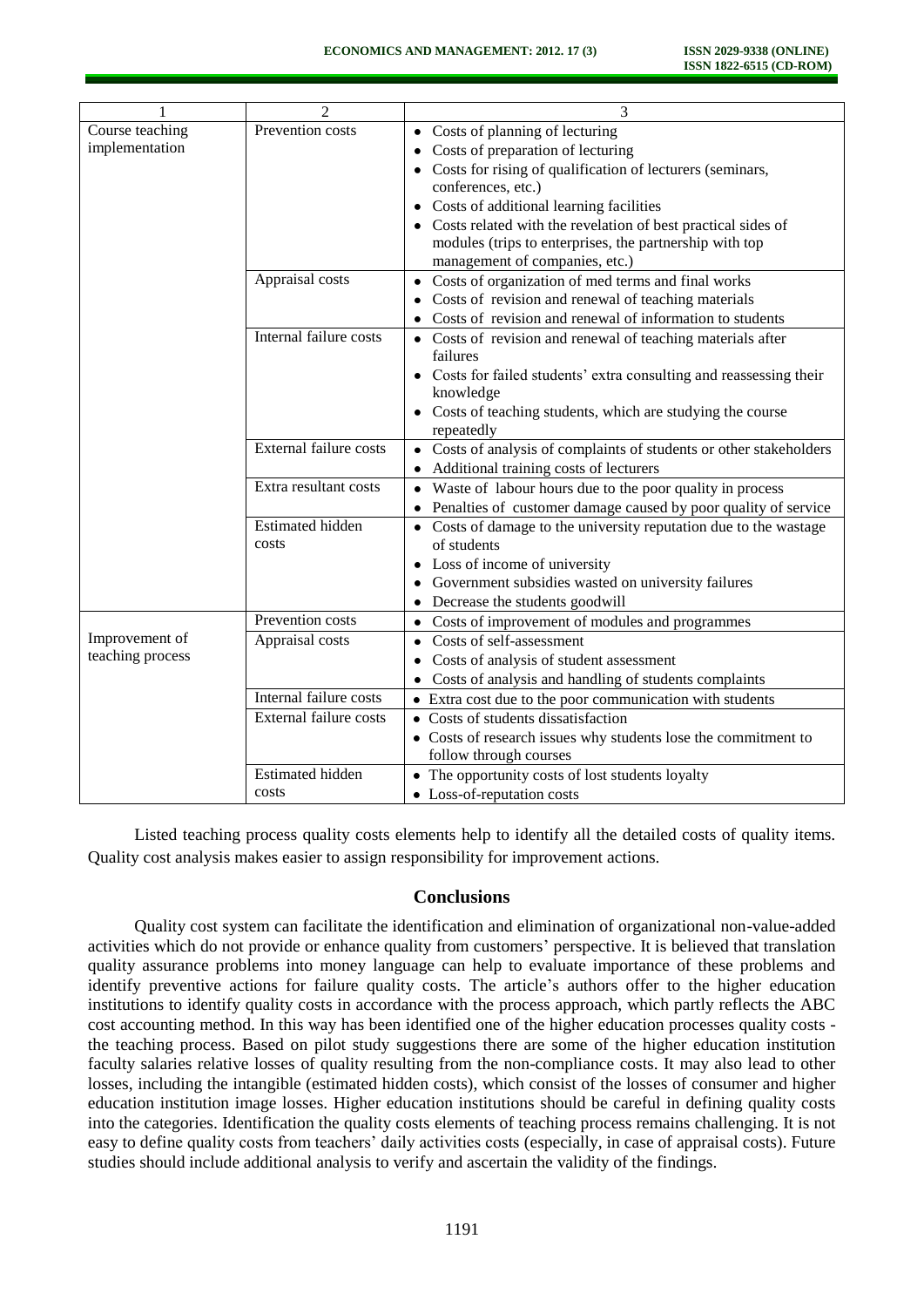| 1 | 2 | 3 |
|---|---|---|
| Course teaching implementation | Prevention costs | • Costs of planning of lecturing<br>• Costs of preparation of lecturing<br>• Costs for rising of qualification of lecturers (seminars, conferences, etc.)<br>• Costs of additional learning facilities<br>• Costs related with the revelation of best practical sides of modules (trips to enterprises, the partnership with top management of companies, etc.) |
| | Appraisal costs | • Costs of organization of med terms and final works<br>• Costs of revision and renewal of teaching materials<br>• Costs of revision and renewal of information to students |
| | Internal failure costs | • Costs of revision and renewal of teaching materials after failures<br>• Costs for failed students' extra consulting and reassessing their knowledge<br>• Costs of teaching students, which are studying the course repeatedly |
| | External failure costs | • Costs of analysis of complaints of students or other stakeholders<br>• Additional training costs of lecturers |
| | Extra resultant costs | • Waste of labour hours due to the poor quality in process<br>• Penalties of customer damage caused by poor quality of service |
| | Estimated hidden costs | • Costs of damage to the university reputation due to the wastage of students<br>• Loss of income of university<br>• Government subsidies wasted on university failures<br>• Decrease the students goodwill |
| Improvement of teaching process | Prevention costs | • Costs of improvement of modules and programmes |
| | Appraisal costs | • Costs of self-assessment<br>• Costs of analysis of student assessment<br>• Costs of analysis and handling of students complaints |
| | Internal failure costs | • Extra cost due to the poor communication with students |
| | External failure costs | • Costs of students dissatisfaction<br>• Costs of research issues why students lose the commitment to follow through courses |
| | Estimated hidden costs | • The opportunity costs of lost students loyalty<br>• Loss-of-reputation costs |

Listed teaching process quality costs elements help to identify all the detailed costs of quality items. Quality cost analysis makes easier to assign responsibility for improvement actions.

## Conclusions

Quality cost system can facilitate the identification and elimination of organizational non-value-added activities which do not provide or enhance quality from customers' perspective. It is believed that translation quality assurance problems into money language can help to evaluate importance of these problems and identify preventive actions for failure quality costs. The article's authors offer to the higher education institutions to identify quality costs in accordance with the process approach, which partly reflects the ABC cost accounting method. In this way has been identified one of the higher education processes quality costs - the teaching process. Based on pilot study suggestions there are some of the higher education institution faculty salaries relative losses of quality resulting from the non-compliance costs. It may also lead to other losses, including the intangible (estimated hidden costs), which consist of the losses of consumer and higher education institution image losses. Higher education institutions should be careful in defining quality costs into the categories. Identification the quality costs elements of teaching process remains challenging. It is not easy to define quality costs from teachers' daily activities costs (especially, in case of appraisal costs). Future studies should include additional analysis to verify and ascertain the validity of the findings.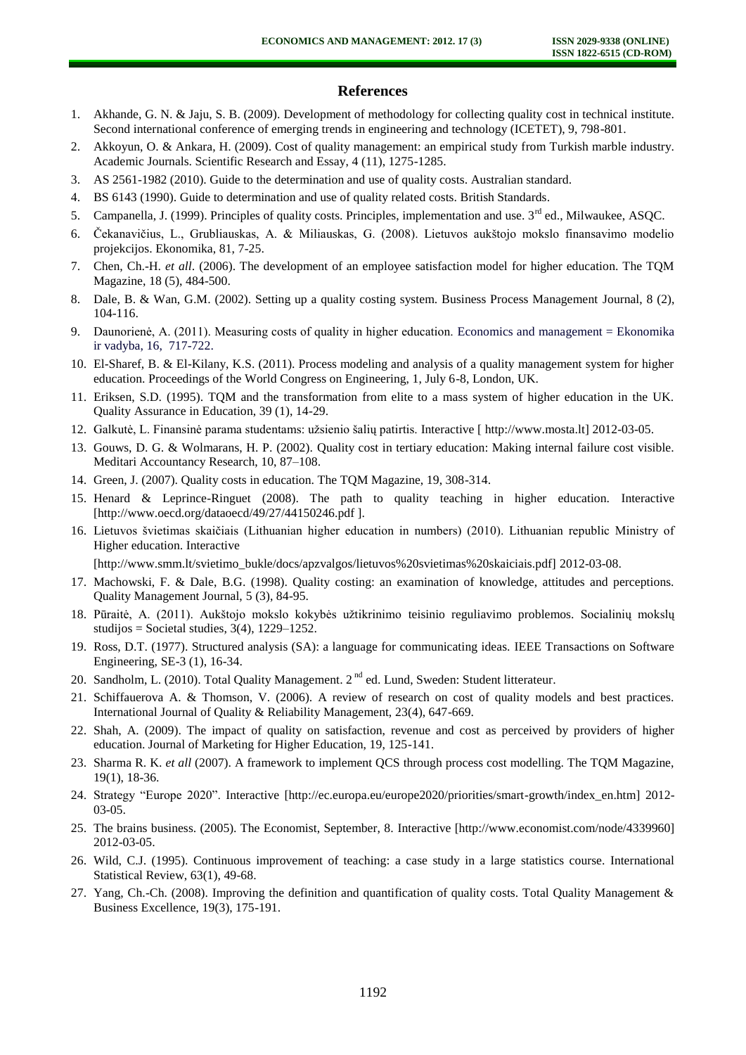## References

1. Akhande, G. N. & Jaju, S. B. (2009). Development of methodology for collecting quality cost in technical institute. Second international conference of emerging trends in engineering and technology (ICETET), 9, 798-801.
2. Akkoyun, O. & Ankara, H. (2009). Cost of quality management: an empirical study from Turkish marble industry. Academic Journals. Scientific Research and Essay, 4 (11), 1275-1285.
3. AS 2561-1982 (2010). Guide to the determination and use of quality costs. Australian standard.
4. BS 6143 (1990). Guide to determination and use of quality related costs. British Standards.
5. Campanella, J. (1999). Principles of quality costs. Principles, implementation and use. 3rd ed., Milwaukee, ASQC.
6. Čekanavičius, L., Grubliauskas, A. & Miliauskas, G. (2008). Lietuvos aukštojo mokslo finansavimo modelio projekcijos. Ekonomika, 81, 7-25.
7. Chen, Ch.-H. *et all*. (2006). The development of an employee satisfaction model for higher education. The TQM Magazine, 18 (5), 484-500.
8. Dale, B. & Wan, G.M. (2002). Setting up a quality costing system. Business Process Management Journal, 8 (2), 104-116.
9. Daunorienė, A. (2011). Measuring costs of quality in higher education. Economics and management = Ekonomika ir vadyba, 16, 717-722.
10. El-Sharef, B. & El-Kilany, K.S. (2011). Process modeling and analysis of a quality management system for higher education. Proceedings of the World Congress on Engineering, 1, July 6-8, London, UK.
11. Eriksen, S.D. (1995). TQM and the transformation from elite to a mass system of higher education in the UK. Quality Assurance in Education, 39 (1), 14-29.
12. Galkutė, L. Finansinė parama studentams: užsienio šalių patirtis. Interactive [ http://www.mosta.lt] 2012-03-05.
13. Gouws, D. G. & Wolmarans, H. P. (2002). Quality cost in tertiary education: Making internal failure cost visible. Meditari Accountancy Research, 10, 87–108.
14. Green, J. (2007). Quality costs in education. The TQM Magazine, 19, 308-314.
15. Henard & Leprince-Ringuet (2008). The path to quality teaching in higher education. Interactive [http://www.oecd.org/dataoecd/49/27/44150246.pdf ].
16. Lietuvos švietimas skaičiais (Lithuanian higher education in numbers) (2010). Lithuanian republic Ministry of Higher education. Interactive [http://www.smm.lt/svietimo_bukle/docs/apzvalgos/lietuvos%20svietimas%20skaiciais.pdf] 2012-03-08.
17. Machowski, F. & Dale, B.G. (1998). Quality costing: an examination of knowledge, attitudes and perceptions. Quality Management Journal, 5 (3), 84-95.
18. Pūraitė, A. (2011). Aukštojo mokslo kokybės užtikrinimo teisinio reguliavimo problemos. Socialinių mokslų studijos = Societal studies, 3(4), 1229–1252.
19. Ross, D.T. (1977). Structured analysis (SA): a language for communicating ideas. IEEE Transactions on Software Engineering, SE-3 (1), 16-34.
20. Sandholm, L. (2010). Total Quality Management. 2nd ed. Lund, Sweden: Student litterateur.
21. Schiffauerova A. & Thomson, V. (2006). A review of research on cost of quality models and best practices. International Journal of Quality & Reliability Management, 23(4), 647-669.
22. Shah, A. (2009). The impact of quality on satisfaction, revenue and cost as perceived by providers of higher education. Journal of Marketing for Higher Education, 19, 125-141.
23. Sharma R. K. *et all* (2007). A framework to implement QCS through process cost modelling. The TQM Magazine, 19(1), 18-36.
24. Strategy "Europe 2020". Interactive [http://ec.europa.eu/europe2020/priorities/smart-growth/index_en.htm] 2012-03-05.
25. The brains business. (2005). The Economist, September, 8. Interactive [http://www.economist.com/node/4339960] 2012-03-05.
26. Wild, C.J. (1995). Continuous improvement of teaching: a case study in a large statistics course. International Statistical Review, 63(1), 49-68.
27. Yang, Ch.-Ch. (2008). Improving the definition and quantification of quality costs. Total Quality Management & Business Excellence, 19(3), 175-191.